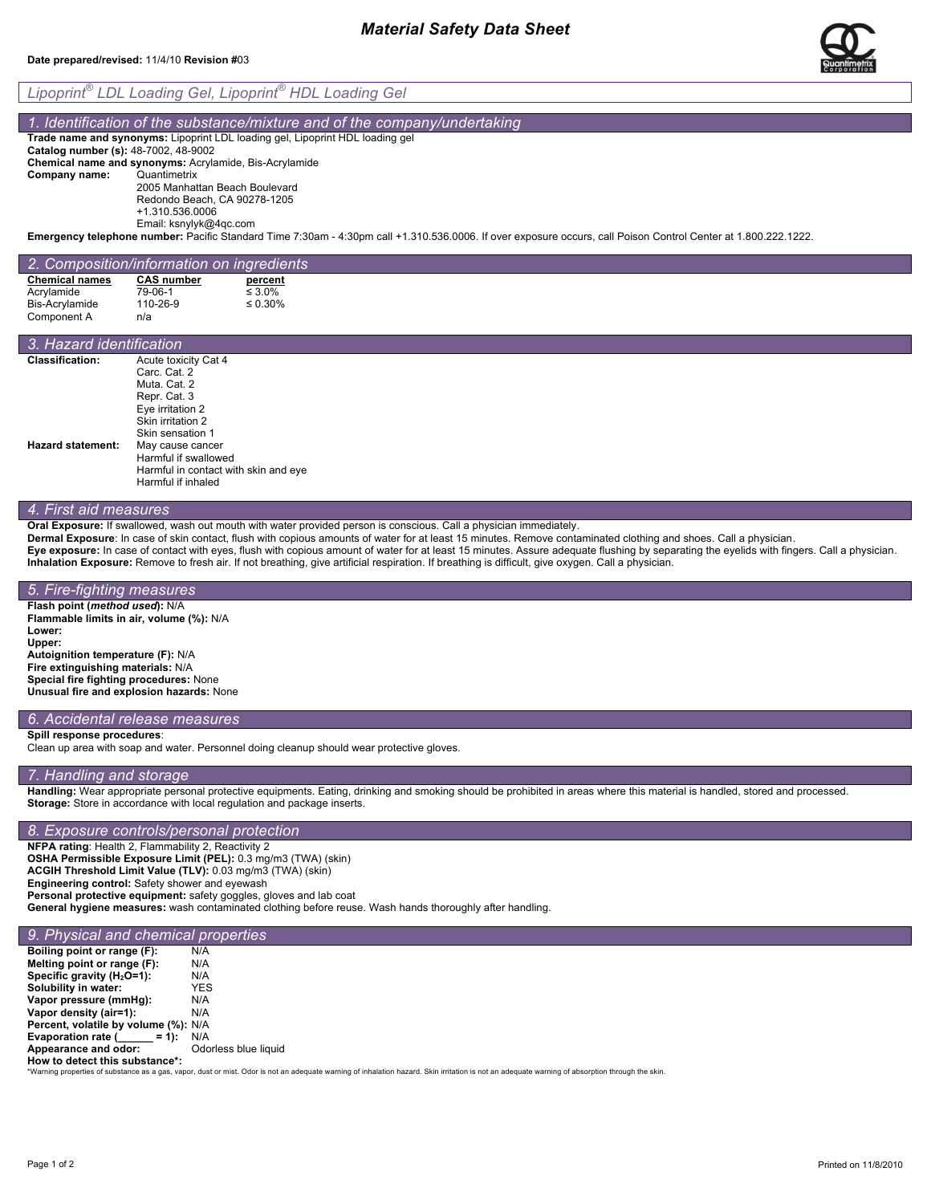# Material Safety Data Sheet

**Date prepared/revised:** 11/4/10 **Revision #**03

## *Lipoprint® LDL Loading Gel, Lipoprint® HDL Loading Gel*

## *1. Identification of the substance/mixture and of the company/undertaking*

**Trade name and synonyms:** Lipoprint LDL loading gel, Lipoprint HDL loading gel
**Catalog number (s):** 48-7002, 48-9002
**Chemical name and synonyms:** Acrylamide, Bis-Acrylamide
**Company name:** Quantimetrix
2005 Manhattan Beach Boulevard
Redondo Beach, CA 90278-1205
+1.310.536.0006
Email: ksnylyk@4qc.com

**Emergency telephone number:** Pacific Standard Time 7:30am - 4:30pm call +1.310.536.0006. If over exposure occurs, call Poison Control Center at 1.800.222.1222.

## *2. Composition/information on ingredients*

| Chemical names | CAS number | percent |
|---|---|---|
| Acrylamide | 79-06-1 | ≤ 3.0% |
| Bis-Acrylamide | 110-26-9 | ≤ 0.30% |
| Component A | n/a | |

## *3. Hazard identification*

**Classification:**
Acute toxicity Cat 4
Carc. Cat. 2
Muta. Cat. 2
Repr. Cat. 3
Eye irritation 2
Skin irritation 2
Skin sensation 1

**Hazard statement:**
May cause cancer
Harmful if swallowed
Harmful in contact with skin and eye
Harmful if inhaled

## *4. First aid measures*

**Oral Exposure:** If swallowed, wash out mouth with water provided person is conscious. Call a physician immediately.
**Dermal Exposure**: In case of skin contact, flush with copious amounts of water for at least 15 minutes. Remove contaminated clothing and shoes. Call a physician.
**Eye exposure:** In case of contact with eyes, flush with copious amount of water for at least 15 minutes. Assure adequate flushing by separating the eyelids with fingers. Call a physician.
**Inhalation Exposure:** Remove to fresh air. If not breathing, give artificial respiration. If breathing is difficult, give oxygen. Call a physician.

## *5. Fire-fighting measures*

**Flash point (*method used*):** N/A
**Flammable limits in air, volume (%):** N/A
**Lower:**
**Upper:**
**Autoignition temperature (F):** N/A
**Fire extinguishing materials:** N/A
**Special fire fighting procedures:** None
**Unusual fire and explosion hazards:** None

## *6. Accidental release measures*

**Spill response procedures**:
Clean up area with soap and water. Personnel doing cleanup should wear protective gloves.

## *7. Handling and storage*

**Handling:** Wear appropriate personal protective equipments. Eating, drinking and smoking should be prohibited in areas where this material is handled, stored and processed.
**Storage:** Store in accordance with local regulation and package inserts.

## *8. Exposure controls/personal protection*

**NFPA rating**: Health 2, Flammability 2, Reactivity 2
**OSHA Permissible Exposure Limit (PEL):** 0.3 mg/m3 (TWA) (skin)
**ACGIH Threshold Limit Value (TLV):** 0.03 mg/m3 (TWA) (skin)
**Engineering control:** Safety shower and eyewash
**Personal protective equipment:** safety goggles, gloves and lab coat
**General hygiene measures:** wash contaminated clothing before reuse. Wash hands thoroughly after handling.

## *9. Physical and chemical properties*

| | |
|---|---|
| **Boiling point or range (F):** | N/A |
| **Melting point or range (F):** | N/A |
| **Specific gravity ($H_2O$=1):** | N/A |
| **Solubility in water:** | YES |
| **Vapor pressure (mmHg):** | N/A |
| **Vapor density (air=1):** | N/A |
| **Percent, volatile by volume (%):** | N/A |
| **Evaporation rate (______ = 1):** | N/A |
| **Appearance and odor:** | Odorless blue liquid |

**How to detect this substance*:**

*Warning properties of substance as a gas, vapor, dust or mist. Odor is not an adequate warning of inhalation hazard. Skin irritation is not an adequate warning of absorption through the skin.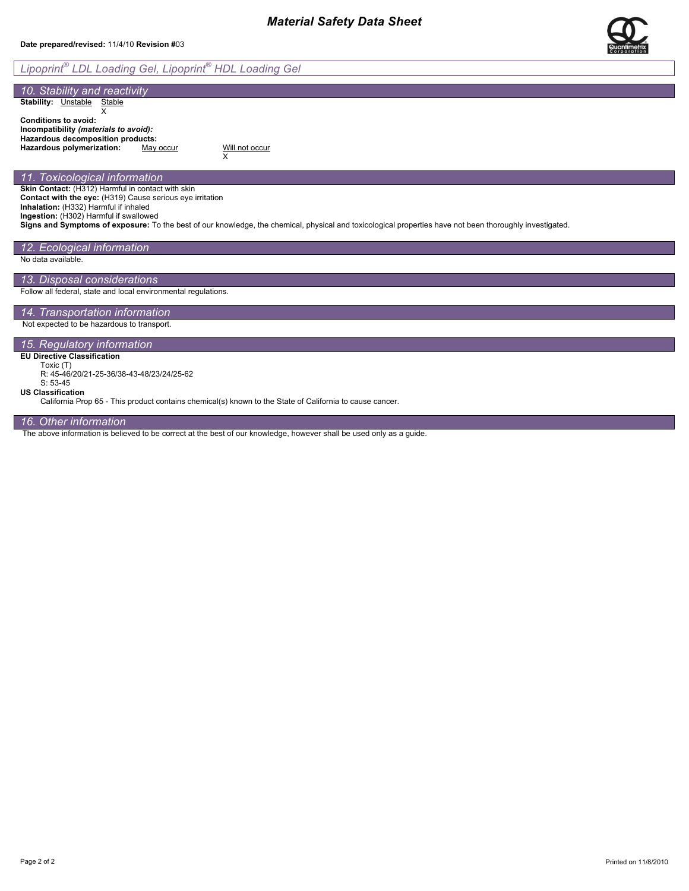# Material Safety Data Sheet

**Date prepared/revised:** 11/4/10 **Revision #**03

*Lipoprint® LDL Loading Gel, Lipoprint® HDL Loading Gel*

## 10. Stability and reactivity

**Stability:** Unstable Stable
X

**Conditions to avoid:**
**Incompatibility *(materials to avoid):***
**Hazardous decomposition products:**
**Hazardous polymerization:** May occur Will not occur
X

## 11. Toxicological information

**Skin Contact:** (H312) Harmful in contact with skin
**Contact with the eye:** (H319) Cause serious eye irritation
**Inhalation:** (H332) Harmful if inhaled
**Ingestion:** (H302) Harmful if swallowed
**Signs and Symptoms of exposure:** To the best of our knowledge, the chemical, physical and toxicological properties have not been thoroughly investigated.

## 12. Ecological information

No data available.

## 13. Disposal considerations

Follow all federal, state and local environmental regulations.

## 14. Transportation information

Not expected to be hazardous to transport.

## 15. Regulatory information

**EU Directive Classification**
Toxic (T)
R: 45-46/20/21-25-36/38-43-48/23/24/25-62
S: 53-45

**US Classification**
California Prop 65 - This product contains chemical(s) known to the State of California to cause cancer.

## 16. Other information

The above information is believed to be correct at the best of our knowledge, however shall be used only as a guide.

Printed on 11/8/2010